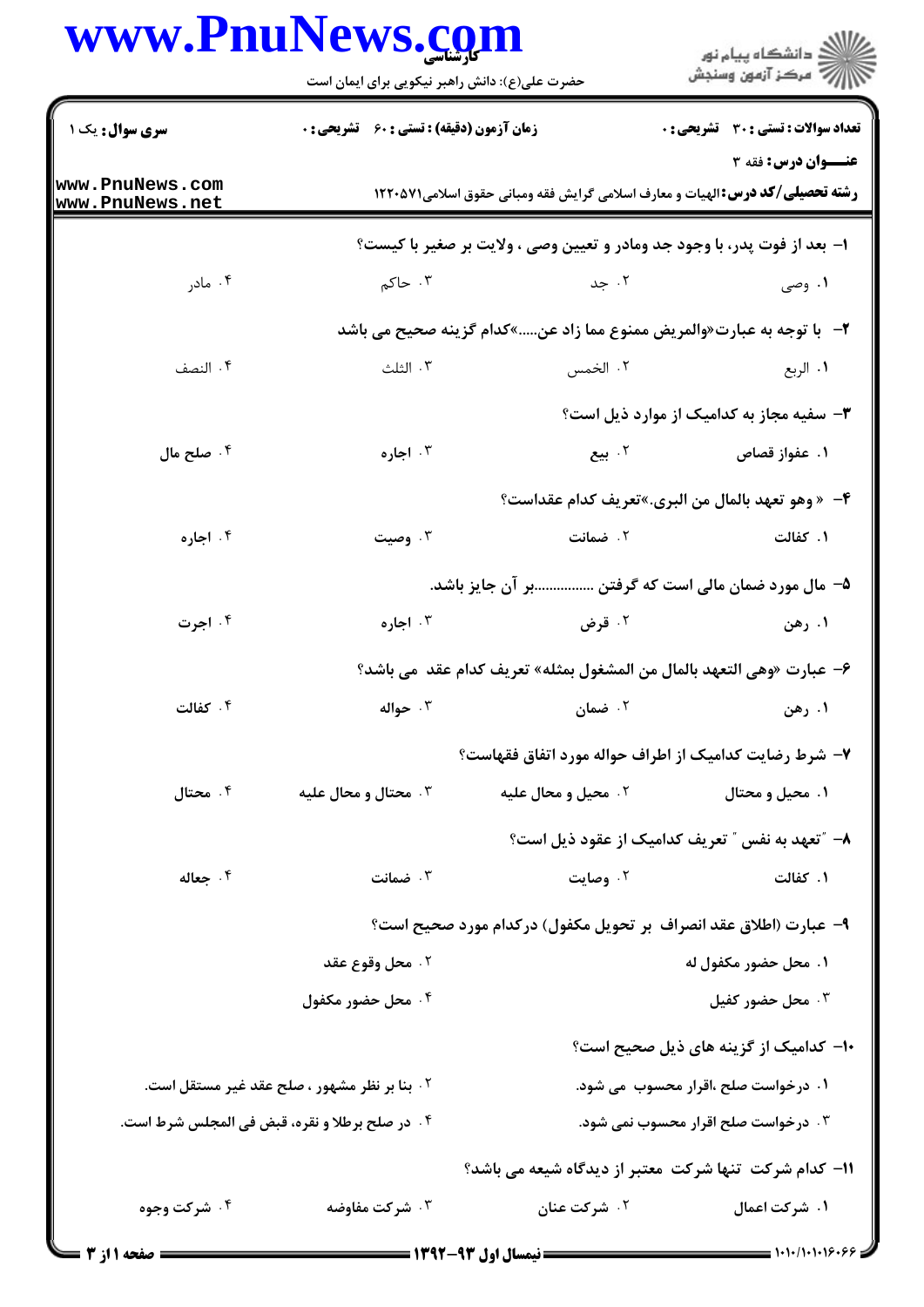**سری سوال:** یک ۱

**زمان آزمون (دقیقه) :** تستی : ۶۰ تشریحی : ۰

**تعداد سوالات :** تستی : ۳۰ تشریحی : ۰

**عنـــوان درس:** فقه ۳

**رشته تحصیلی/کد درس:** الهیات و معارف اسلامی گرایش فقه ومبانی حقوق اسلامی۱۲۲۰۵۷۱

۱- بعد از فوت پدر، با وجود جد ومادر و تعیین وصی ، ولایت بر صغیر با کیست؟

۱. وصی ۲. جد ۳. حاکم ۴. مادر

۲- با توجه به عبارت«والمریض ممنوع مما زاد عن.....»کدام گزینه صحیح می باشد

۱. الربع ۲. الخمس ۳. الثلث ۴. النصف

۳- سفیه مجاز به کدامیک از موارد ذیل است؟

۱. عفواز قصاص ۲. بیع ۳. اجاره ۴. صلح مال

۴- « وهو تعهد بالمال من البری.»تعریف کدام عقداست؟

۱. کفالت ۲. ضمانت ۳. وصیت ۴. اجاره

۵- مال مورد ضمان مالی است که گرفتن ................بر آن جایز باشد.

۱. رهن ۲. قرض ۳. اجاره ۴. اجرت

۶- عبارت «وهی التعهد بالمال من المشغول بمثله» تعریف کدام عقد می باشد؟

۱. رهن ۲. ضمان ۳. حواله ۴. کفالت

۷- شرط رضایت کدامیک از اطراف حواله مورد اتفاق فقهاست؟

۱. محیل و محتال ۲. محیل و محال علیه ۳. محتال و محال علیه ۴. محتال

۸- "تعهد به نفس " تعریف کدامیک از عقود ذیل است؟

۱. کفالت ۲. وصایت ۳. ضمانت ۴. جعاله

۹- عبارت (اطلاق عقد انصراف بر تحویل مکفول) درکدام مورد صحیح است؟

۱. محل حضور مکفول له ۲. محل وقوع عقد ۳. محل حضور کفیل ۴. محل حضور مکفول

۱۰- کدامیک از گزینه های ذیل صحیح است؟

۱. درخواست صلح ،اقرار محسوب می شود.

۲. بنا بر نظر مشهور ، صلح عقد غیر مستقل است.

۳. درخواست صلح اقرار محسوب نمی شود.

۴. در صلح برطلا و نقره، قبض فی المجلس شرط است.

۱۱- کدام شرکت تنها شرکت معتبر از دیدگاه شیعه می باشد؟

۱. شرکت اعمال ۲. شرکت عنان ۳. شرکت مفاوضه ۴. شرکت وجوه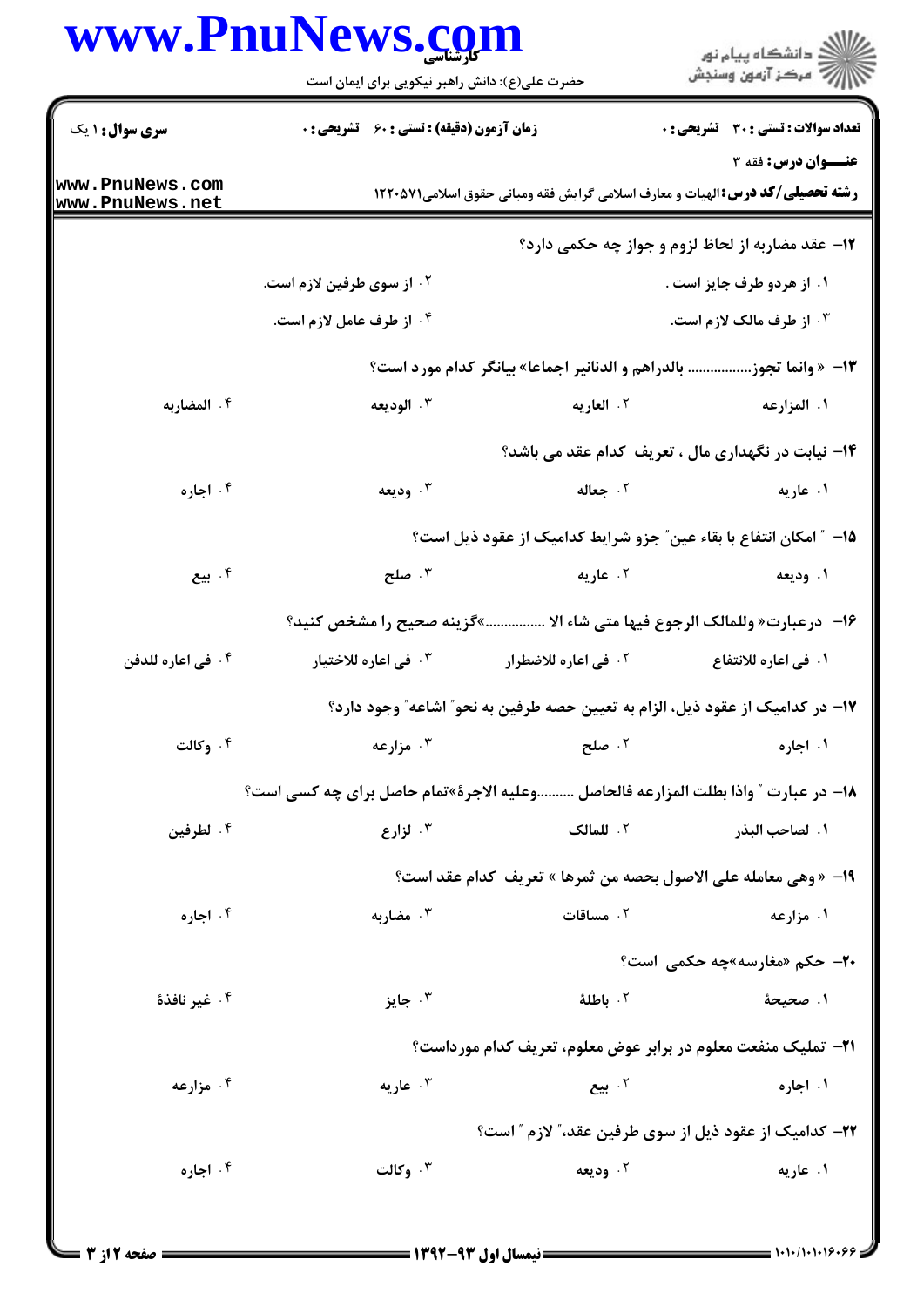**سری سؤال:** ۱ یک | **زمان آزمون (دقیقه) : تستی :** ۶۰ **تشریحی :** ۰ | **تعداد سوالات : تستی :** ۳۰ **تشریحی :** ۰

**عنـــوان درس:** فقه ۳

**رشته تحصیلی/کد درس:** الهیات و معارف اسلامی گرایش فقه ومبانی حقوق اسلامی۱۲۲۰۵۷۱

۱۲- عقد مضاربه از لحاظ لزوم و جواز چه حکمی دارد؟

۱. از هردو طرف جایز است .
۲. از سوی طرفین لازم است.
۳. از طرف مالک لازم است.
۴. از طرف عامل لازم است.

۱۳- « وانما تجوز................ بالدراهم و الدنانیر اجماعا» بیانگر کدام مورد است؟

۱. المزارعه
۲. العاریه
۳. الودیعه
۴. المضاربه

۱۴- نیابت در نگهداری مال ، تعریف کدام عقد می باشد؟

۱. عاریه
۲. جعاله
۳. ودیعه
۴. اجاره

۱۵- " امکان انتفاع با بقاء عین" جزو شرایط کدامیک از عقود ذیل است؟

۱. ودیعه
۲. عاریه
۳. صلح
۴. بیع

۱۶- درعبارت« وللمالک الرجوع فیها متی شاء الا ................»گزینه صحیح را مشخص کنید؟

۱. فی اعاره للانتفاع
۲. فی اعاره للاضطرار
۳. فی اعاره للاختیار
۴. فی اعاره للدفن

۱۷- در کدامیک از عقود ذیل، الزام به تعیین حصه طرفین به نحو" اشاعه" وجود دارد؟

۱. اجاره
۲. صلح
۳. مزارعه
۴. وکالت

۱۸- در عبارت " واذا بطلت المزارعه فالحاصل ..........وعلیه الاجرة»تمام حاصل برای چه کسی است؟

۱. لصاحب البذر
۲. للمالک
۳. لزارع
۴. لطرفین

۱۹- « وهی معامله علی الاصول بحصه من ثمرها » تعریف کدام عقد است؟

۱. مزارعه
۲. مساقات
۳. مضاربه
۴. اجاره

۲۰- حکم «مغارسه»چه حکمی است؟

۱. صحیحة
۲. باطلة
۳. جایز
۴. غیر نافذة

۲۱- تملیک منفعت معلوم در برابر عوض معلوم، تعریف کدام مورداست؟

۱. اجاره
۲. بیع
۳. عاریه
۴. مزارعه

۲۲- کدامیک از عقود ذیل از سوی طرفین عقد،" لازم " است؟

۱. عاریه
۲. ودیعه
۳. وکالت
۴. اجاره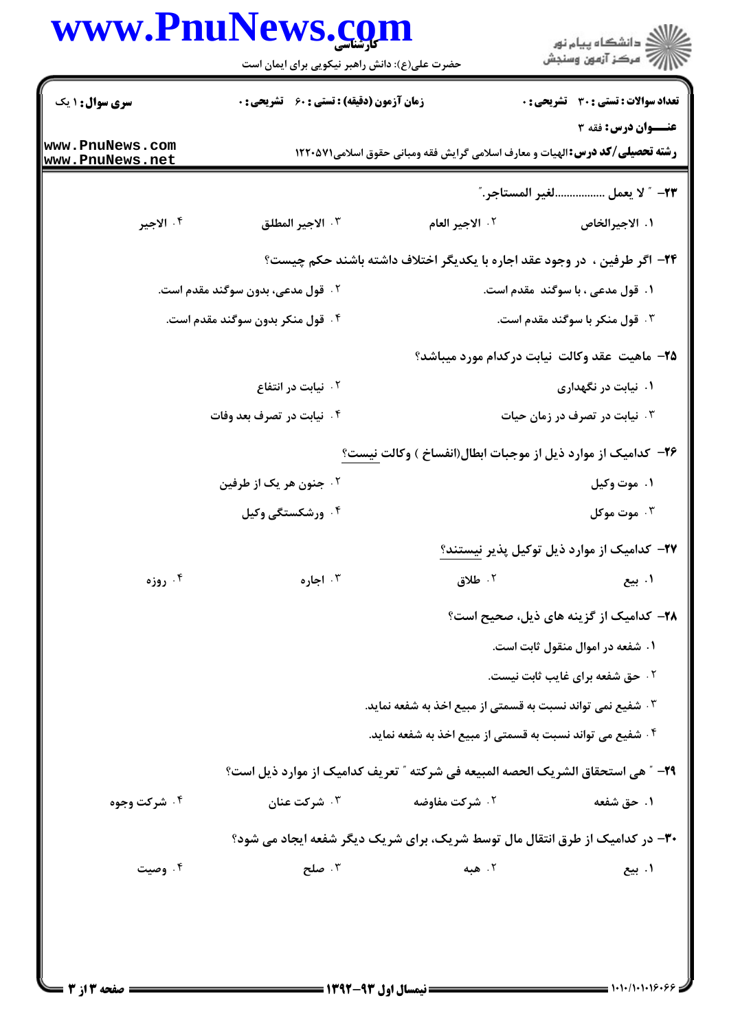۲۳- " لا یعمل ..................لغیر المستاجر."

۱. الاجیرالخاص ۲. الاجیر العام ۳. الاجیر المطلق ۴. الاجیر

۲۴- اگر طرفین ، در وجود عقد اجاره با یکدیگر اختلاف داشته باشند حکم چیست؟

۱. قول مدعی ، با سوگند مقدم است.
۲. قول مدعی، بدون سوگند مقدم است.
۳. قول منکر با سوگند مقدم است.
۴. قول منکر بدون سوگند مقدم است.

۲۵- ماهیت عقد وکالت نیابت درکدام مورد میباشد؟

۱. نیابت در نگهداری
۲. نیابت در انتفاع
۳. نیابت در تصرف در زمان حیات
۴. نیابت در تصرف بعد وفات

۲۶- کدامیک از موارد ذیل از موجبات ابطال(انفساخ ) وکالت نیست؟

۱. موت وکیل
۲. جنون هر یک از طرفین
۳. موت موکل
۴. ورشکستگی وکیل

۲۷- کدامیک از موارد ذیل توکیل پذیر نیستند؟

۱. بیع ۲. طلاق ۳. اجاره ۴. روزه

۲۸- کدامیک از گزینه های ذیل، صحیح است؟

۱. شفعه در اموال منقول ثابت است.
۲. حق شفعه برای غایب ثابت نیست.
۳. شفیع نمی تواند نسبت به قسمتی از مبیع اخذ به شفعه نماید.
۴. شفیع می تواند نسبت به قسمتی از مبیع اخذ به شفعه نماید.

۲۹- " هی استحقاق الشریک الحصه المبیعه فی شرکته " تعریف کدامیک از موارد ذیل است؟

۱. حق شفعه ۲. شرکت مفاوضه ۳. شرکت عنان ۴. شرکت وجوه

۳۰- در کدامیک از طرق انتقال مال توسط شریک، برای شریک دیگر شفعه ایجاد می شود؟

۱. بیع ۲. هبه ۳. صلح ۴. وصیت